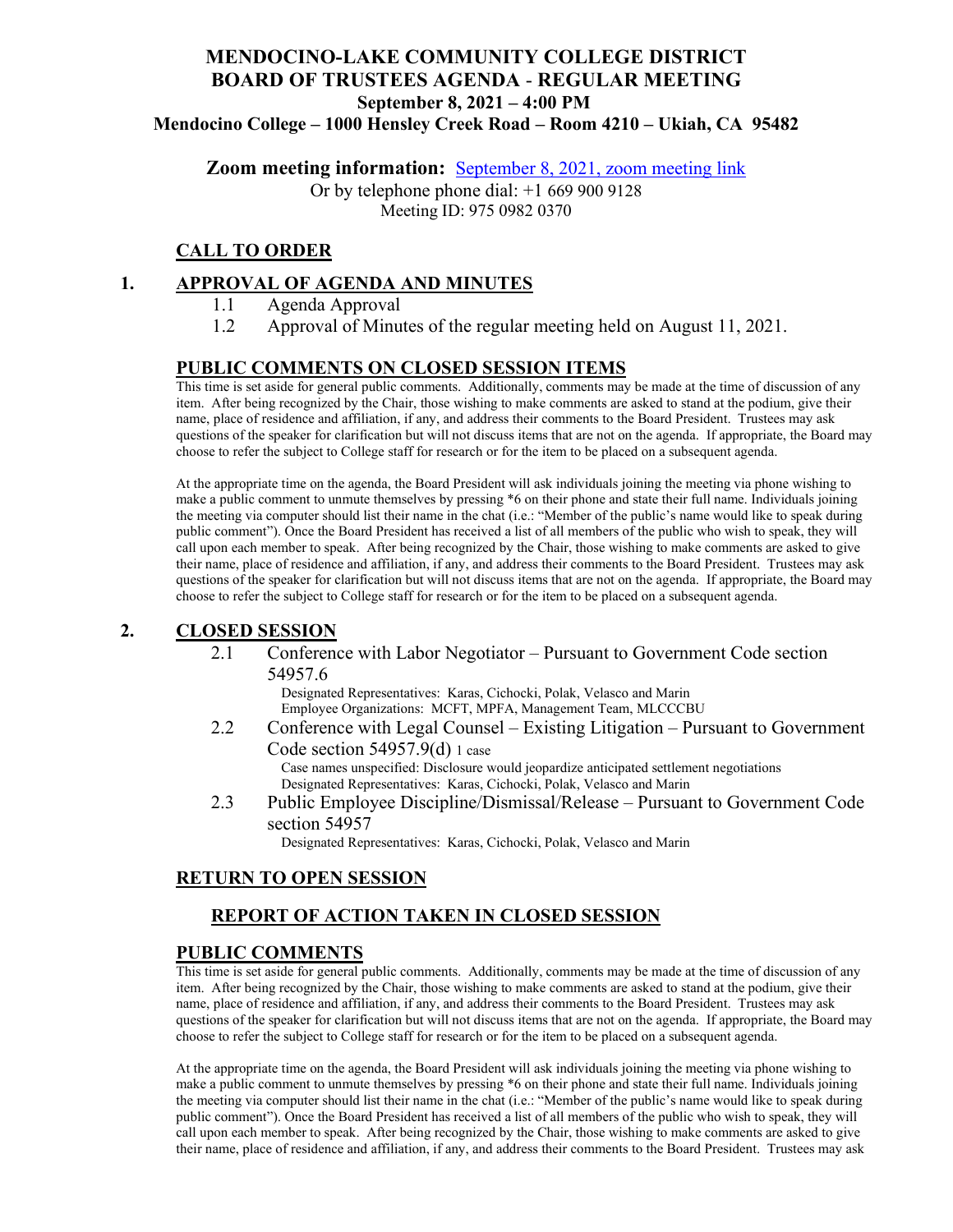# MENDOCINO-LAKE COMMUNITY COLLEGE DISTRICT
# BOARD OF TRUSTEES AGENDA - REGULAR MEETING
## September 8, 2021 – 4:00 PM
## Mendocino College – 1000 Hensley Creek Road – Room 4210 – Ukiah, CA 95482

**Zoom meeting information:** September 8, 2021, zoom meeting link

Or by telephone phone dial: +1 669 900 9128
Meeting ID: 975 0982 0370

## CALL TO ORDER

## 1. APPROVAL OF AGENDA AND MINUTES

1.1 Agenda Approval

1.2 Approval of Minutes of the regular meeting held on August 11, 2021.

## PUBLIC COMMENTS ON CLOSED SESSION ITEMS

This time is set aside for general public comments. Additionally, comments may be made at the time of discussion of any item. After being recognized by the Chair, those wishing to make comments are asked to stand at the podium, give their name, place of residence and affiliation, if any, and address their comments to the Board President. Trustees may ask questions of the speaker for clarification but will not discuss items that are not on the agenda. If appropriate, the Board may choose to refer the subject to College staff for research or for the item to be placed on a subsequent agenda.

At the appropriate time on the agenda, the Board President will ask individuals joining the meeting via phone wishing to make a public comment to unmute themselves by pressing *6 on their phone and state their full name. Individuals joining the meeting via computer should list their name in the chat (i.e.: "Member of the public's name would like to speak during public comment"). Once the Board President has received a list of all members of the public who wish to speak, they will call upon each member to speak. After being recognized by the Chair, those wishing to make comments are asked to give their name, place of residence and affiliation, if any, and address their comments to the Board President. Trustees may ask questions of the speaker for clarification but will not discuss items that are not on the agenda. If appropriate, the Board may choose to refer the subject to College staff for research or for the item to be placed on a subsequent agenda.

## 2. CLOSED SESSION

2.1 Conference with Labor Negotiator – Pursuant to Government Code section 54957.6

Designated Representatives: Karas, Cichocki, Polak, Velasco and Marin
Employee Organizations: MCFT, MPFA, Management Team, MLCCCBU

2.2 Conference with Legal Counsel – Existing Litigation – Pursuant to Government Code section 54957.9(d) 1 case

Case names unspecified: Disclosure would jeopardize anticipated settlement negotiations
Designated Representatives: Karas, Cichocki, Polak, Velasco and Marin

2.3 Public Employee Discipline/Dismissal/Release – Pursuant to Government Code section 54957

Designated Representatives: Karas, Cichocki, Polak, Velasco and Marin

## RETURN TO OPEN SESSION

### REPORT OF ACTION TAKEN IN CLOSED SESSION

## PUBLIC COMMENTS

This time is set aside for general public comments. Additionally, comments may be made at the time of discussion of any item. After being recognized by the Chair, those wishing to make comments are asked to stand at the podium, give their name, place of residence and affiliation, if any, and address their comments to the Board President. Trustees may ask questions of the speaker for clarification but will not discuss items that are not on the agenda. If appropriate, the Board may choose to refer the subject to College staff for research or for the item to be placed on a subsequent agenda.

At the appropriate time on the agenda, the Board President will ask individuals joining the meeting via phone wishing to make a public comment to unmute themselves by pressing *6 on their phone and state their full name. Individuals joining the meeting via computer should list their name in the chat (i.e.: "Member of the public's name would like to speak during public comment"). Once the Board President has received a list of all members of the public who wish to speak, they will call upon each member to speak. After being recognized by the Chair, those wishing to make comments are asked to give their name, place of residence and affiliation, if any, and address their comments to the Board President. Trustees may ask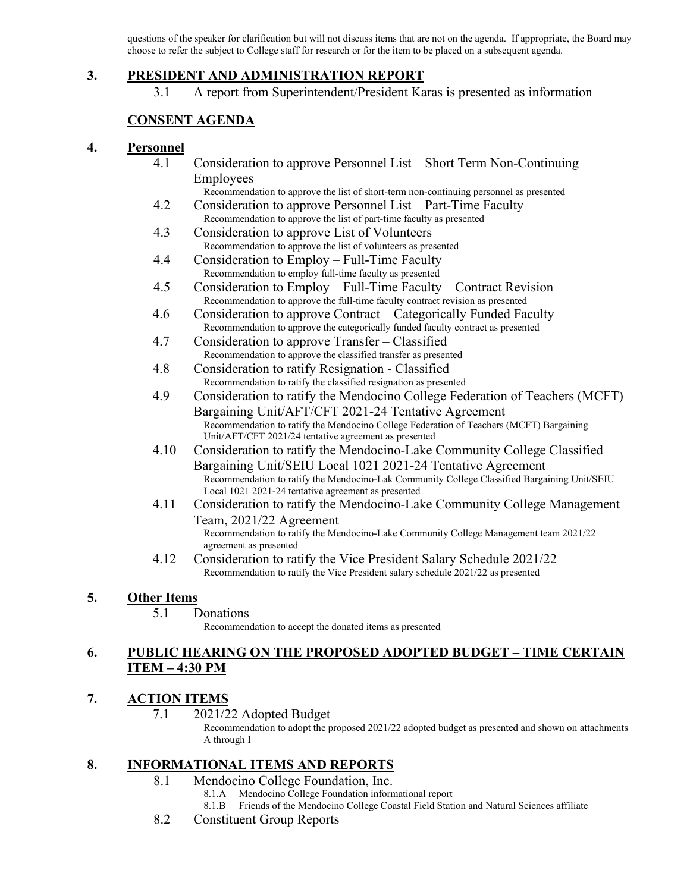questions of the speaker for clarification but will not discuss items that are not on the agenda. If appropriate, the Board may choose to refer the subject to College staff for research or for the item to be placed on a subsequent agenda.

## 3. PRESIDENT AND ADMINISTRATION REPORT

3.1 A report from Superintendent/President Karas is presented as information

## CONSENT AGENDA

## 4. Personnel

4.1 Consideration to approve Personnel List – Short Term Non-Continuing Employees
Recommendation to approve the list of short-term non-continuing personnel as presented

4.2 Consideration to approve Personnel List – Part-Time Faculty
Recommendation to approve the list of part-time faculty as presented

4.3 Consideration to approve List of Volunteers
Recommendation to approve the list of volunteers as presented

4.4 Consideration to Employ – Full-Time Faculty
Recommendation to employ full-time faculty as presented

4.5 Consideration to Employ – Full-Time Faculty – Contract Revision
Recommendation to approve the full-time faculty contract revision as presented

4.6 Consideration to approve Contract – Categorically Funded Faculty
Recommendation to approve the categorically funded faculty contract as presented

4.7 Consideration to approve Transfer – Classified
Recommendation to approve the classified transfer as presented

4.8 Consideration to ratify Resignation - Classified
Recommendation to ratify the classified resignation as presented

4.9 Consideration to ratify the Mendocino College Federation of Teachers (MCFT) Bargaining Unit/AFT/CFT 2021-24 Tentative Agreement
Recommendation to ratify the Mendocino College Federation of Teachers (MCFT) Bargaining Unit/AFT/CFT 2021/24 tentative agreement as presented

4.10 Consideration to ratify the Mendocino-Lake Community College Classified Bargaining Unit/SEIU Local 1021 2021-24 Tentative Agreement
Recommendation to ratify the Mendocino-Lak Community College Classified Bargaining Unit/SEIU Local 1021 2021-24 tentative agreement as presented

4.11 Consideration to ratify the Mendocino-Lake Community College Management Team, 2021/22 Agreement
Recommendation to ratify the Mendocino-Lake Community College Management team 2021/22 agreement as presented

4.12 Consideration to ratify the Vice President Salary Schedule 2021/22
Recommendation to ratify the Vice President salary schedule 2021/22 as presented

## 5. Other Items

5.1 Donations
Recommendation to accept the donated items as presented

## 6. PUBLIC HEARING ON THE PROPOSED ADOPTED BUDGET – TIME CERTAIN ITEM – 4:30 PM

## 7. ACTION ITEMS

7.1 2021/22 Adopted Budget
Recommendation to adopt the proposed 2021/22 adopted budget as presented and shown on attachments A through I

## 8. INFORMATIONAL ITEMS AND REPORTS

8.1 Mendocino College Foundation, Inc.

- 8.1.A Mendocino College Foundation informational report
- 8.1.B Friends of the Mendocino College Coastal Field Station and Natural Sciences affiliate

8.2 Constituent Group Reports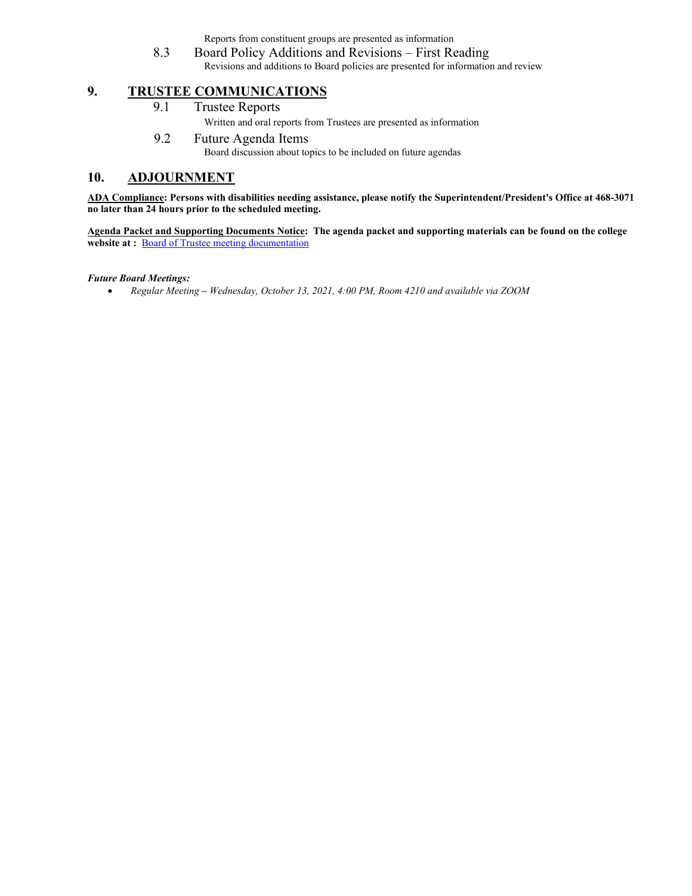Reports from constituent groups are presented as information

8.3 Board Policy Additions and Revisions – First Reading

Revisions and additions to Board policies are presented for information and review

## 9. TRUSTEE COMMUNICATIONS

9.1 Trustee Reports

Written and oral reports from Trustees are presented as information

9.2 Future Agenda Items

Board discussion about topics to be included on future agendas

## 10. ADJOURNMENT

**ADA Compliance: Persons with disabilities needing assistance, please notify the Superintendent/President's Office at 468-3071 no later than 24 hours prior to the scheduled meeting.**

**Agenda Packet and Supporting Documents Notice: The agenda packet and supporting materials can be found on the college website at :** Board of Trustee meeting documentation

***Future Board Meetings:***

- *Regular Meeting – Wednesday, October 13, 2021, 4:00 PM, Room 4210 and available via ZOOM*